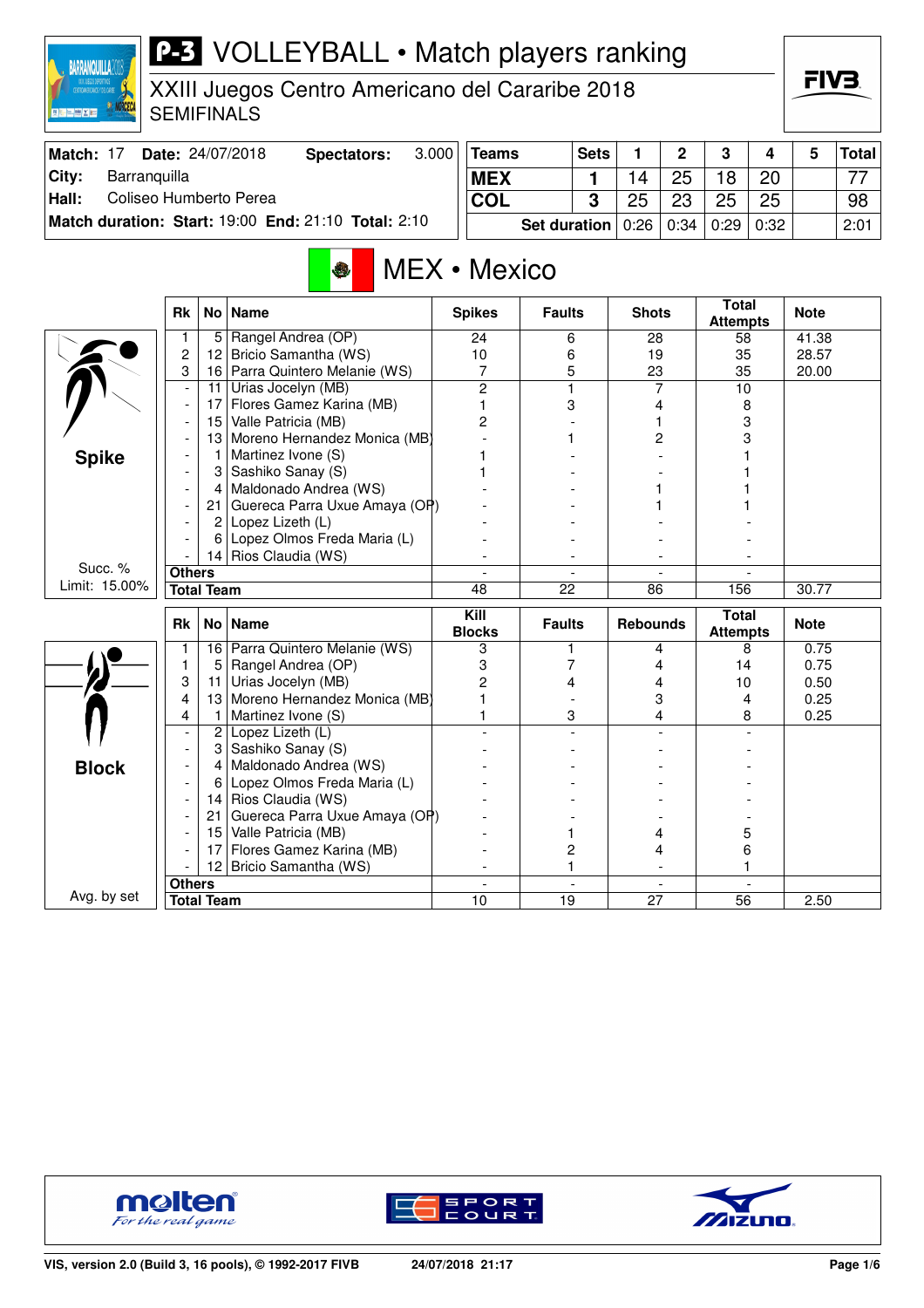# P-3 VOLLEYBALL • Match players ranking

XXIII Juegos Centro Americano del Cararibe 2018
SEMIFINALS

| Match: 17 | Date: 24/07/2018 | Spectators: | 3.000 |
|---|---|---|---|
| City: | Barranquilla | | |
| Hall: | Coliseo Humberto Perea | | |
| Match duration: | Start: 19:00 | End: 21:10 | Total: 2:10 |

| Teams | Sets | 1 | 2 | 3 | 4 | 5 | Total |
|---|---|---|---|---|---|---|---|
| MEX | 1 | 14 | 25 | 18 | 20 | | 77 |
| COL | 3 | 25 | 23 | 25 | 25 | | 98 |
| Set duration | | 0:26 | 0:34 | 0:29 | 0:32 | | 2:01 |

## MEX • Mexico

### Spike

Succ. % Limit: 15.00%

| Rk | No | Name | Spikes | Faults | Shots | Total Attempts | Note |
|---|---|---|---|---|---|---|---|
| 1 | 5 | Rangel Andrea (OP) | 24 | 6 | 28 | 58 | 41.38 |
| 2 | 12 | Bricio Samantha (WS) | 10 | 6 | 19 | 35 | 28.57 |
| 3 | 16 | Parra Quintero Melanie (WS) | 7 | 5 | 23 | 35 | 20.00 |
| - | 11 | Urias Jocelyn (MB) | 2 | 1 | 7 | 10 | |
| - | 17 | Flores Gamez Karina (MB) | 1 | 3 | 4 | 8 | |
| - | 15 | Valle Patricia (MB) | 2 | - | 1 | 3 | |
| - | 13 | Moreno Hernandez Monica (MB) | - | 1 | 2 | 3 | |
| - | 1 | Martinez Ivone (S) | 1 | - | - | 1 | |
| - | 3 | Sashiko Sanay (S) | 1 | - | - | 1 | |
| - | 4 | Maldonado Andrea (WS) | - | - | 1 | 1 | |
| - | 21 | Guereca Parra Uxue Amaya (OP) | - | - | 1 | 1 | |
| - | 2 | Lopez Lizeth (L) | - | - | - | - | |
| - | 6 | Lopez Olmos Freda Maria (L) | - | - | - | - | |
| - | 14 | Rios Claudia (WS) | - | - | - | - | |
| Others | | | - | - | - | - | |
| Total Team | | | 48 | 22 | 86 | 156 | 30.77 |

### Block

Avg. by set

| Rk | No | Name | Kill Blocks | Faults | Rebounds | Total Attempts | Note |
|---|---|---|---|---|---|---|---|
| 1 | 16 | Parra Quintero Melanie (WS) | 3 | 1 | 4 | 8 | 0.75 |
| 1 | 5 | Rangel Andrea (OP) | 3 | 7 | 4 | 14 | 0.75 |
| 3 | 11 | Urias Jocelyn (MB) | 2 | 4 | 4 | 10 | 0.50 |
| 4 | 13 | Moreno Hernandez Monica (MB) | 1 | - | 3 | 4 | 0.25 |
| 4 | 1 | Martinez Ivone (S) | 1 | 3 | 4 | 8 | 0.25 |
| - | 2 | Lopez Lizeth (L) | - | - | - | - | |
| - | 3 | Sashiko Sanay (S) | - | - | - | - | |
| - | 4 | Maldonado Andrea (WS) | - | - | - | - | |
| - | 6 | Lopez Olmos Freda Maria (L) | - | - | - | - | |
| - | 14 | Rios Claudia (WS) | - | - | - | - | |
| - | 21 | Guereca Parra Uxue Amaya (OP) | - | - | - | - | |
| - | 15 | Valle Patricia (MB) | - | 1 | 4 | 5 | |
| - | 17 | Flores Gamez Karina (MB) | - | 2 | 4 | 6 | |
| - | 12 | Bricio Samantha (WS) | - | 1 | - | 1 | |
| Others | | | - | - | - | - | |
| Total Team | | | 10 | 19 | 27 | 56 | 2.50 |

VIS, version 2.0 (Build 3, 16 pools), © 1992-2017 FIVB — 24/07/2018 21:17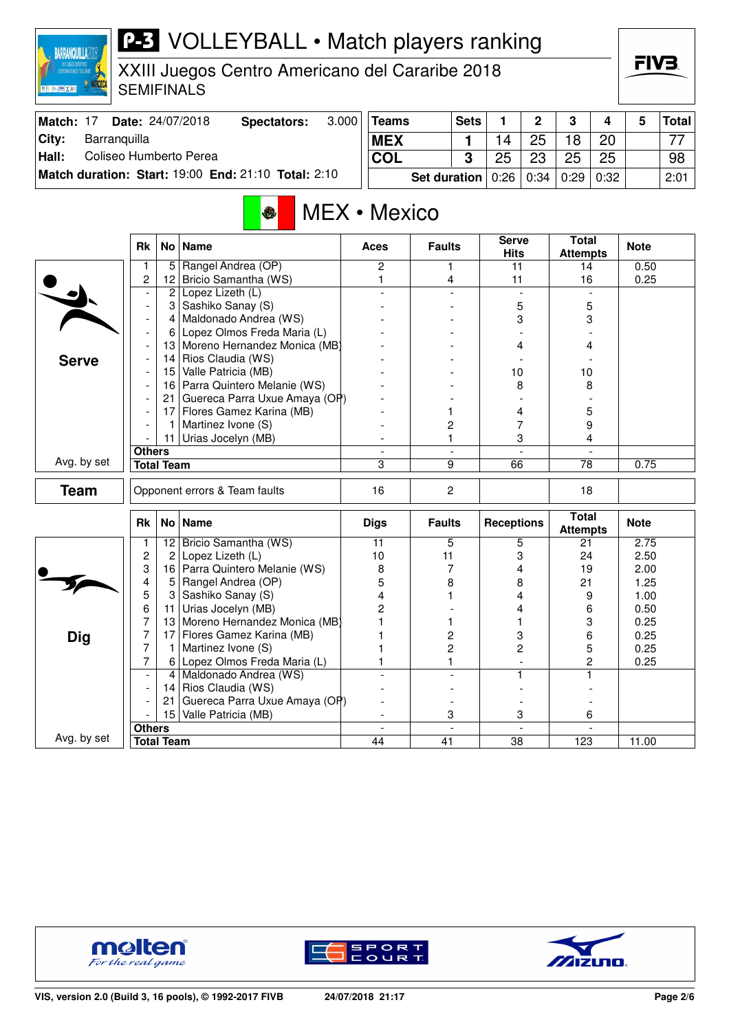# P-3 VOLLEYBALL • Match players ranking

XXIII Juegos Centro Americano del Cararibe 2018
SEMIFINALS

| Match: 17 | Date: 24/07/2018 | Spectators: | 3.000 |
|---|---|---|---|
| City: | Barranquilla | | |
| Hall: | Coliseo Humberto Perea | | |
| Match duration: | Start: 19:00 | End: 21:10 | Total: 2:10 |

| Teams | Sets | 1 | 2 | 3 | 4 | 5 | Total |
|---|---|---|---|---|---|---|---|
| MEX | 1 | 14 | 25 | 18 | 20 | | 77 |
| COL | 3 | 25 | 23 | 25 | 25 | | 98 |
| Set duration | | 0:26 | 0:34 | 0:29 | 0:32 | | 2:01 |

## MEX • Mexico

### Serve

| Rk | No | Name | Aces | Faults | Serve Hits | Total Attempts | Note |
|---|---|---|---|---|---|---|---|
| 1 | 5 | Rangel Andrea (OP) | 2 | 1 | 11 | 14 | 0.50 |
| 2 | 12 | Bricio Samantha (WS) | 1 | 4 | 11 | 16 | 0.25 |
| - | 2 | Lopez Lizeth (L) | - | - | - | - | |
| - | 3 | Sashiko Sanay (S) | - | - | 5 | 5 | |
| - | 4 | Maldonado Andrea (WS) | - | - | 3 | 3 | |
| - | 6 | Lopez Olmos Freda Maria (L) | - | - | - | - | |
| - | 13 | Moreno Hernandez Monica (MB) | - | - | 4 | 4 | |
| - | 14 | Rios Claudia (WS) | - | - | - | - | |
| - | 15 | Valle Patricia (MB) | - | - | 10 | 10 | |
| - | 16 | Parra Quintero Melanie (WS) | - | - | 8 | 8 | |
| - | 21 | Guereca Parra Uxue Amaya (OP) | - | - | - | - | |
| - | 17 | Flores Gamez Karina (MB) | - | 1 | 4 | 5 | |
| - | 1 | Martinez Ivone (S) | - | 2 | 7 | 9 | |
| - | 11 | Urias Jocelyn (MB) | - | 1 | 3 | 4 | |
| Others | | | - | - | - | - | |
| Total Team (Avg. by set) | | | 3 | 9 | 66 | 78 | 0.75 |

### Team

| | Aces | Faults | Serve Hits | Total Attempts | Note |
|---|---|---|---|---|---|
| Opponent errors & Team faults | 16 | 2 | | 18 | |

### Dig

| Rk | No | Name | Digs | Faults | Receptions | Total Attempts | Note |
|---|---|---|---|---|---|---|---|
| 1 | 12 | Bricio Samantha (WS) | 11 | 5 | 5 | 21 | 2.75 |
| 2 | 2 | Lopez Lizeth (L) | 10 | 11 | 3 | 24 | 2.50 |
| 3 | 16 | Parra Quintero Melanie (WS) | 8 | 7 | 4 | 19 | 2.00 |
| 4 | 5 | Rangel Andrea (OP) | 5 | 8 | 8 | 21 | 1.25 |
| 5 | 3 | Sashiko Sanay (S) | 4 | 1 | 4 | 9 | 1.00 |
| 6 | 11 | Urias Jocelyn (MB) | 2 | - | 4 | 6 | 0.50 |
| 7 | 13 | Moreno Hernandez Monica (MB) | 1 | 1 | 1 | 3 | 0.25 |
| 7 | 17 | Flores Gamez Karina (MB) | 1 | 2 | 3 | 6 | 0.25 |
| 7 | 1 | Martinez Ivone (S) | 1 | 2 | 2 | 5 | 0.25 |
| 7 | 6 | Lopez Olmos Freda Maria (L) | 1 | 1 | - | 2 | 0.25 |
| - | 4 | Maldonado Andrea (WS) | - | - | 1 | 1 | |
| - | 14 | Rios Claudia (WS) | - | - | - | - | |
| - | 21 | Guereca Parra Uxue Amaya (OP) | - | - | - | - | |
| - | 15 | Valle Patricia (MB) | - | 3 | 3 | 6 | |
| Others | | | - | - | - | - | |
| Total Team (Avg. by set) | | | 44 | 41 | 38 | 123 | 11.00 |

VIS, version 2.0 (Build 3, 16 pools), © 1992-2017 FIVB — 24/07/2018 21:17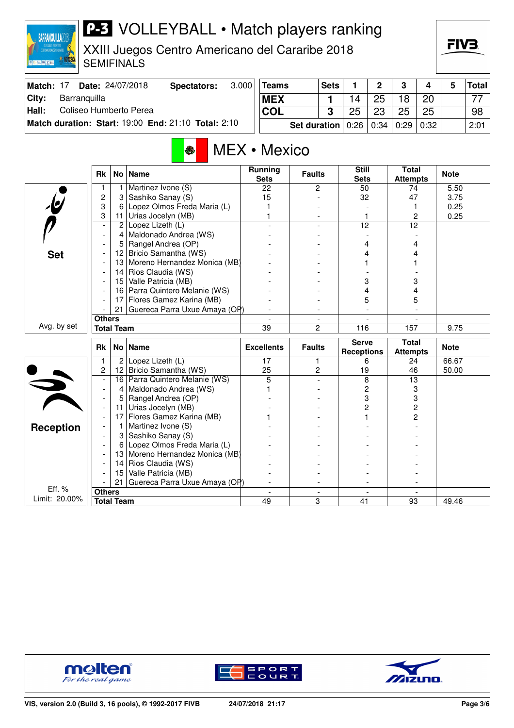# P-3 VOLLEYBALL • Match players ranking

## XXIII Juegos Centro Americano del Cararibe 2018
SEMIFINALS

| Match: 17 | Date: 24/07/2018 | Spectators: | 3.000 |
|---|---|---|---|
| City: | Barranquilla | | |
| Hall: | Coliseo Humberto Perea | | |
| Match duration: | Start: 19:00 | End: 21:10 | Total: 2:10 |

| Teams | Sets | 1 | 2 | 3 | 4 | 5 | Total |
|---|---|---|---|---|---|---|---|
| MEX | 1 | 14 | 25 | 18 | 20 | | 77 |
| COL | 3 | 25 | 23 | 25 | 25 | | 98 |
| Set duration | | 0:26 | 0:34 | 0:29 | 0:32 | | 2:01 |

## MEX • Mexico

### Set

| Rk | No | Name | Running Sets | Faults | Still Sets | Total Attempts | Note |
|---|---|---|---|---|---|---|---|
| 1 | 1 | Martinez Ivone (S) | 22 | 2 | 50 | 74 | 5.50 |
| 2 | 3 | Sashiko Sanay (S) | 15 | - | 32 | 47 | 3.75 |
| 3 | 6 | Lopez Olmos Freda Maria (L) | 1 | - | - | 1 | 0.25 |
| 3 | 11 | Urias Jocelyn (MB) | 1 | - | 1 | 2 | 0.25 |
| - | 2 | Lopez Lizeth (L) | - | - | 12 | 12 | |
| - | 4 | Maldonado Andrea (WS) | - | - | - | - | |
| - | 5 | Rangel Andrea (OP) | - | - | 4 | 4 | |
| - | 12 | Bricio Samantha (WS) | - | - | 4 | 4 | |
| - | 13 | Moreno Hernandez Monica (MB) | - | - | 1 | 1 | |
| - | 14 | Rios Claudia (WS) | - | - | - | - | |
| - | 15 | Valle Patricia (MB) | - | - | 3 | 3 | |
| - | 16 | Parra Quintero Melanie (WS) | - | - | 4 | 4 | |
| - | 17 | Flores Gamez Karina (MB) | - | - | 5 | 5 | |
| - | 21 | Guereca Parra Uxue Amaya (OP) | - | - | - | - | |
| Others | | | - | - | - | - | |
| Total Team | | | 39 | 2 | 116 | 157 | 9.75 |

Avg. by set

### Reception

| Rk | No | Name | Excellents | Faults | Serve Receptions | Total Attempts | Note |
|---|---|---|---|---|---|---|---|
| 1 | 2 | Lopez Lizeth (L) | 17 | 1 | 6 | 24 | 66.67 |
| 2 | 12 | Bricio Samantha (WS) | 25 | 2 | 19 | 46 | 50.00 |
| - | 16 | Parra Quintero Melanie (WS) | 5 | - | 8 | 13 | |
| - | 4 | Maldonado Andrea (WS) | 1 | - | 2 | 3 | |
| - | 5 | Rangel Andrea (OP) | - | - | 3 | 3 | |
| - | 11 | Urias Jocelyn (MB) | - | - | 2 | 2 | |
| - | 17 | Flores Gamez Karina (MB) | 1 | - | 1 | 2 | |
| - | 1 | Martinez Ivone (S) | - | - | - | - | |
| - | 3 | Sashiko Sanay (S) | - | - | - | - | |
| - | 6 | Lopez Olmos Freda Maria (L) | - | - | - | - | |
| - | 13 | Moreno Hernandez Monica (MB) | - | - | - | - | |
| - | 14 | Rios Claudia (WS) | - | - | - | - | |
| - | 15 | Valle Patricia (MB) | - | - | - | - | |
| - | 21 | Guereca Parra Uxue Amaya (OP) | - | - | - | - | |
| Others | | | - | - | - | - | |
| Total Team | | | 49 | 3 | 41 | 93 | 49.46 |

Eff. %
Limit: 20.00%

VIS, version 2.0 (Build 3, 16 pools), © 1992-2017 FIVB    24/07/2018 21:17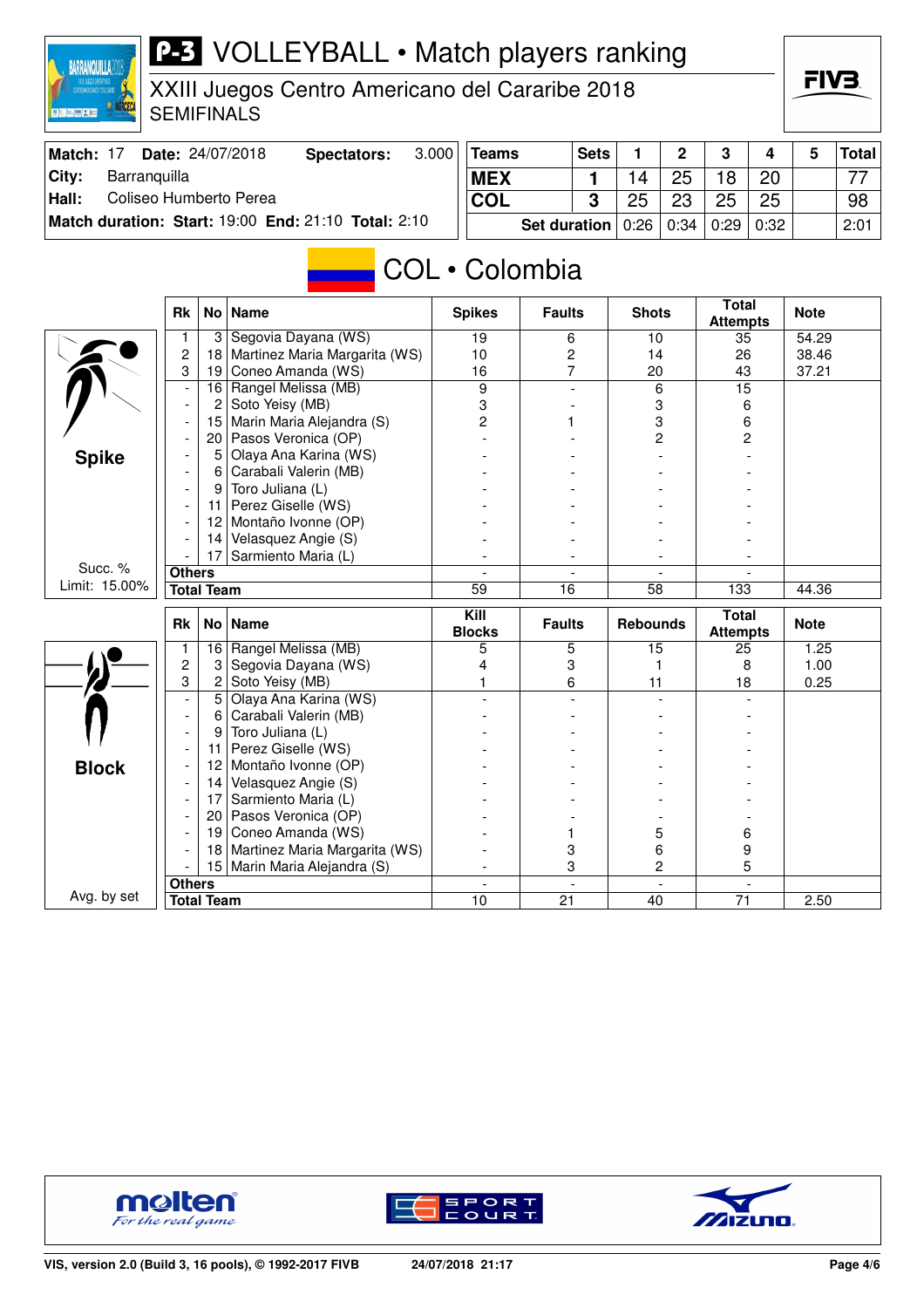# P-3 VOLLEYBALL • Match players ranking

XXIII Juegos Centro Americano del Cararibe 2018
SEMIFINALS

| Match: 17 | Date: 24/07/2018 | Spectators: | 3.000 |
|---|---|---|---|
| City: | Barranquilla | | |
| Hall: | Coliseo Humberto Perea | | |
| Match duration: Start: 19:00 | End: 21:10 | Total: 2:10 | |

| Teams | Sets | 1 | 2 | 3 | 4 | 5 | Total |
|---|---|---|---|---|---|---|---|
| MEX | 1 | 14 | 25 | 18 | 20 | | 77 |
| COL | 3 | 25 | 23 | 25 | 25 | | 98 |
| Set duration | | 0:26 | 0:34 | 0:29 | 0:32 | | 2:01 |

## COL • Colombia

### Spike

Succ. % Limit: 15.00%

| Rk | No | Name | Spikes | Faults | Shots | Total Attempts | Note |
|---|---|---|---|---|---|---|---|
| 1 | 3 | Segovia Dayana (WS) | 19 | 6 | 10 | 35 | 54.29 |
| 2 | 18 | Martinez Maria Margarita (WS) | 10 | 2 | 14 | 26 | 38.46 |
| 3 | 19 | Coneo Amanda (WS) | 16 | 7 | 20 | 43 | 37.21 |
| - | 16 | Rangel Melissa (MB) | 9 | - | 6 | 15 | |
| - | 2 | Soto Yeisy (MB) | 3 | - | 3 | 6 | |
| - | 15 | Marin Maria Alejandra (S) | 2 | 1 | 3 | 6 | |
| - | 20 | Pasos Veronica (OP) | - | - | 2 | 2 | |
| - | 5 | Olaya Ana Karina (WS) | - | - | - | - | |
| - | 6 | Carabali Valerin (MB) | - | - | - | - | |
| - | 9 | Toro Juliana (L) | - | - | - | - | |
| - | 11 | Perez Giselle (WS) | - | - | - | - | |
| - | 12 | Montaño Ivonne (OP) | - | - | - | - | |
| - | 14 | Velasquez Angie (S) | - | - | - | - | |
| - | 17 | Sarmiento Maria (L) | - | - | - | - | |
| Others | | | - | - | - | - | |
| Total Team | | | 59 | 16 | 58 | 133 | 44.36 |

### Block

Avg. by set

| Rk | No | Name | Kill Blocks | Faults | Rebounds | Total Attempts | Note |
|---|---|---|---|---|---|---|---|
| 1 | 16 | Rangel Melissa (MB) | 5 | 5 | 15 | 25 | 1.25 |
| 2 | 3 | Segovia Dayana (WS) | 4 | 3 | 1 | 8 | 1.00 |
| 3 | 2 | Soto Yeisy (MB) | 1 | 6 | 11 | 18 | 0.25 |
| - | 5 | Olaya Ana Karina (WS) | - | - | - | - | |
| - | 6 | Carabali Valerin (MB) | - | - | - | - | |
| - | 9 | Toro Juliana (L) | - | - | - | - | |
| - | 11 | Perez Giselle (WS) | - | - | - | - | |
| - | 12 | Montaño Ivonne (OP) | - | - | - | - | |
| - | 14 | Velasquez Angie (S) | - | - | - | - | |
| - | 17 | Sarmiento Maria (L) | - | - | - | - | |
| - | 20 | Pasos Veronica (OP) | - | - | - | - | |
| - | 19 | Coneo Amanda (WS) | - | 1 | 5 | 6 | |
| - | 18 | Martinez Maria Margarita (WS) | - | 3 | 6 | 9 | |
| - | 15 | Marin Maria Alejandra (S) | - | 3 | 2 | 5 | |
| Others | | | - | - | - | - | |
| Total Team | | | 10 | 21 | 40 | 71 | 2.50 |

VIS, version 2.0 (Build 3, 16 pools), © 1992-2017 FIVB 24/07/2018 21:17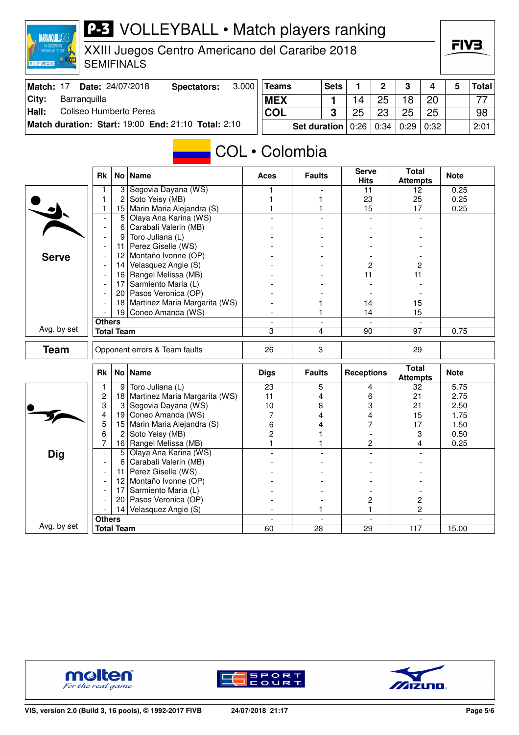# P-3 VOLLEYBALL • Match players ranking

XXIII Juegos Centro Americano del Cararibe 2018
SEMIFINALS

| Match: 17 | Date: 24/07/2018 | Spectators: | 3.000 |
|---|---|---|---|
| City: | Barranquilla | | |
| Hall: | Coliseo Humberto Perea | | |
| Match duration: | Start: 19:00 | End: 21:10 | Total: 2:10 |

| Teams | Sets | 1 | 2 | 3 | 4 | 5 | Total |
|---|---|---|---|---|---|---|---|
| MEX | 1 | 14 | 25 | 18 | 20 | | 77 |
| COL | 3 | 25 | 23 | 25 | 25 | | 98 |
| Set duration | | 0:26 | 0:34 | 0:29 | 0:32 | | 2:01 |

## COL • Colombia

### Serve

| Rk | No | Name | Aces | Faults | Serve Hits | Total Attempts | Note |
|---|---|---|---|---|---|---|---|
| 1 | 3 | Segovia Dayana (WS) | 1 | - | 11 | 12 | 0.25 |
| 1 | 2 | Soto Yeisy (MB) | 1 | 1 | 23 | 25 | 0.25 |
| 1 | 15 | Marin Maria Alejandra (S) | 1 | 1 | 15 | 17 | 0.25 |
| - | 5 | Olaya Ana Karina (WS) | - | - | - | - | |
| - | 6 | Carabali Valerin (MB) | - | - | - | - | |
| - | 9 | Toro Juliana (L) | - | - | - | - | |
| - | 11 | Perez Giselle (WS) | - | - | - | - | |
| - | 12 | Montaño Ivonne (OP) | - | - | - | - | |
| - | 14 | Velasquez Angie (S) | - | - | 2 | 2 | |
| - | 16 | Rangel Melissa (MB) | - | - | 11 | 11 | |
| - | 17 | Sarmiento Maria (L) | - | - | - | - | |
| - | 20 | Pasos Veronica (OP) | - | - | - | - | |
| - | 18 | Martinez Maria Margarita (WS) | - | 1 | 14 | 15 | |
| - | 19 | Coneo Amanda (WS) | - | 1 | 14 | 15 | |
| Others | | | - | - | - | - | |
| Total Team | | | 3 | 4 | 90 | 97 | 0.75 |

Avg. by set

### Team

| | Aces | Faults | Serve Hits | Total Attempts | Note |
|---|---|---|---|---|---|
| Opponent errors & Team faults | 26 | 3 | | 29 | |

### Dig

| Rk | No | Name | Digs | Faults | Receptions | Total Attempts | Note |
|---|---|---|---|---|---|---|---|
| 1 | 9 | Toro Juliana (L) | 23 | 5 | 4 | 32 | 5.75 |
| 2 | 18 | Martinez Maria Margarita (WS) | 11 | 4 | 6 | 21 | 2.75 |
| 3 | 3 | Segovia Dayana (WS) | 10 | 8 | 3 | 21 | 2.50 |
| 4 | 19 | Coneo Amanda (WS) | 7 | 4 | 4 | 15 | 1.75 |
| 5 | 15 | Marin Maria Alejandra (S) | 6 | 4 | 7 | 17 | 1.50 |
| 6 | 2 | Soto Yeisy (MB) | 2 | 1 | - | 3 | 0.50 |
| 7 | 16 | Rangel Melissa (MB) | 1 | 1 | 2 | 4 | 0.25 |
| - | 5 | Olaya Ana Karina (WS) | - | - | - | - | |
| - | 6 | Carabali Valerin (MB) | - | - | - | - | |
| - | 11 | Perez Giselle (WS) | - | - | - | - | |
| - | 12 | Montaño Ivonne (OP) | - | - | - | - | |
| - | 17 | Sarmiento Maria (L) | - | - | - | - | |
| - | 20 | Pasos Veronica (OP) | - | - | 2 | 2 | |
| - | 14 | Velasquez Angie (S) | - | 1 | 1 | 2 | |
| Others | | | - | - | - | - | |
| Total Team | | | 60 | 28 | 29 | 117 | 15.00 |

Avg. by set

VIS, version 2.0 (Build 3, 16 pools), © 1992-2017 FIVB 24/07/2018 21:17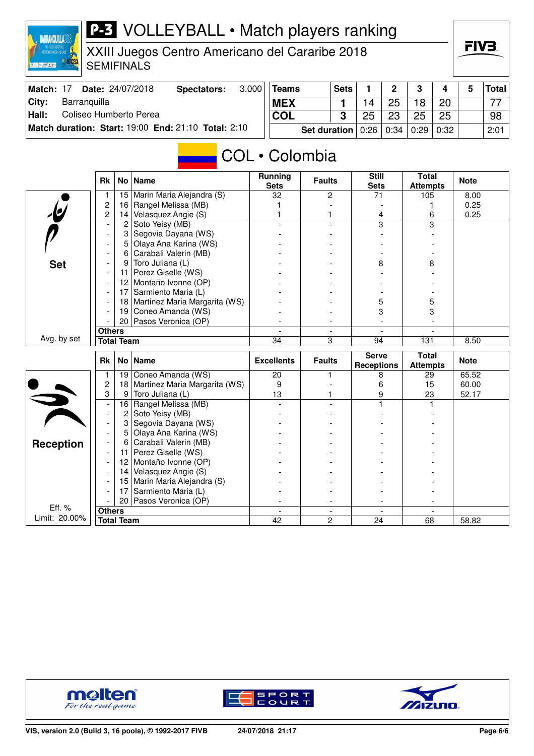# P-3 VOLLEYBALL • Match players ranking

XXIII Juegos Centro Americano del Cararibe 2018

SEMIFINALS

| | | | |
|---|---|---|---|
| **Match:** 17 | **Date:** 24/07/2018 | **Spectators:** | 3.000 |
| **City:** | Barranquilla | | |
| **Hall:** | Coliseo Humberto Perea | | |
| **Match duration: Start:** 19:00 | **End:** 21:10 | **Total:** 2:10 | |

| Teams | Sets | 1 | 2 | 3 | 4 | 5 | Total |
|---|---|---|---|---|---|---|---|
| MEX | 1 | 14 | 25 | 18 | 20 | | 77 |
| COL | 3 | 25 | 23 | 25 | 25 | | 98 |
| Set duration | | 0:26 | 0:34 | 0:29 | 0:32 | | 2:01 |

## COL • Colombia

### Set

| Rk | No | Name | Running Sets | Faults | Still Sets | Total Attempts | Note |
|---|---|---|---|---|---|---|---|
| 1 | 15 | Marin Maria Alejandra (S) | 32 | 2 | 71 | 105 | 8.00 |
| 2 | 16 | Rangel Melissa (MB) | 1 | - | - | 1 | 0.25 |
| 2 | 14 | Velasquez Angie (S) | 1 | 1 | 4 | 6 | 0.25 |
| - | 2 | Soto Yeisy (MB) | - | - | 3 | 3 | |
| - | 3 | Segovia Dayana (WS) | - | - | - | - | |
| - | 5 | Olaya Ana Karina (WS) | - | - | - | - | |
| - | 6 | Carabali Valerin (MB) | - | - | - | - | |
| - | 9 | Toro Juliana (L) | - | - | 8 | 8 | |
| - | 11 | Perez Giselle (WS) | - | - | - | - | |
| - | 12 | Montaño Ivonne (OP) | - | - | - | - | |
| - | 17 | Sarmiento Maria (L) | - | - | - | - | |
| - | 18 | Martinez Maria Margarita (WS) | - | - | 5 | 5 | |
| - | 19 | Coneo Amanda (WS) | - | - | 3 | 3 | |
| - | 20 | Pasos Veronica (OP) | - | - | - | - | |
| Others | | | - | - | - | - | |
| Total Team | | | 34 | 3 | 94 | 131 | 8.50 |

Avg. by set

### Reception

| Rk | No | Name | Excellents | Faults | Serve Receptions | Total Attempts | Note |
|---|---|---|---|---|---|---|---|
| 1 | 19 | Coneo Amanda (WS) | 20 | 1 | 8 | 29 | 65.52 |
| 2 | 18 | Martinez Maria Margarita (WS) | 9 | - | 6 | 15 | 60.00 |
| 3 | 9 | Toro Juliana (L) | 13 | 1 | 9 | 23 | 52.17 |
| - | 16 | Rangel Melissa (MB) | - | - | 1 | 1 | |
| - | 2 | Soto Yeisy (MB) | - | - | - | - | |
| - | 3 | Segovia Dayana (WS) | - | - | - | - | |
| - | 5 | Olaya Ana Karina (WS) | - | - | - | - | |
| - | 6 | Carabali Valerin (MB) | - | - | - | - | |
| - | 11 | Perez Giselle (WS) | - | - | - | - | |
| - | 12 | Montaño Ivonne (OP) | - | - | - | - | |
| - | 14 | Velasquez Angie (S) | - | - | - | - | |
| - | 15 | Marin Maria Alejandra (S) | - | - | - | - | |
| - | 17 | Sarmiento Maria (L) | - | - | - | - | |
| - | 20 | Pasos Veronica (OP) | - | - | - | - | |
| Others | | | - | - | - | - | |
| Total Team | | | 42 | 2 | 24 | 68 | 58.82 |

Eff. %
Limit: 20.00%

VIS, version 2.0 (Build 3, 16 pools), © 1992-2017 FIVB — 24/07/2018 21:17